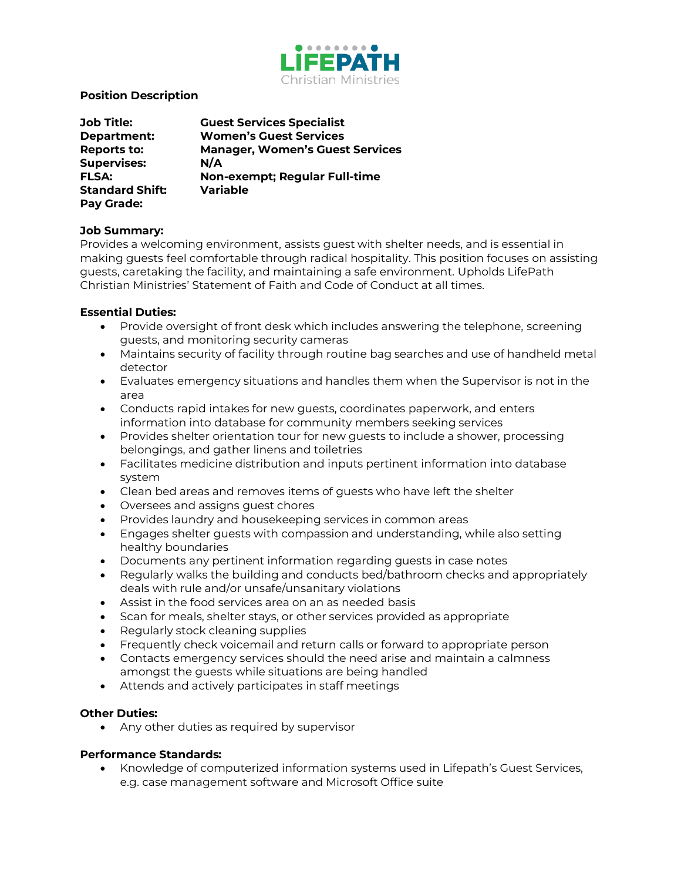LIFEPATH
Christian Ministries

**Position Description**

**Job Title:** **Guest Services Specialist**
**Department:** **Women's Guest Services**
**Reports to:** **Manager, Women's Guest Services**
**Supervises:** **N/A**
**FLSA:** **Non-exempt; Regular Full-time**
**Standard Shift:** **Variable**
**Pay Grade:**

**Job Summary:**
Provides a welcoming environment, assists guest with shelter needs, and is essential in making guests feel comfortable through radical hospitality. This position focuses on assisting guests, caretaking the facility, and maintaining a safe environment. Upholds LifePath Christian Ministries' Statement of Faith and Code of Conduct at all times.

**Essential Duties:**

- Provide oversight of front desk which includes answering the telephone, screening guests, and monitoring security cameras
- Maintains security of facility through routine bag searches and use of handheld metal detector
- Evaluates emergency situations and handles them when the Supervisor is not in the area
- Conducts rapid intakes for new guests, coordinates paperwork, and enters information into database for community members seeking services
- Provides shelter orientation tour for new guests to include a shower, processing belongings, and gather linens and toiletries
- Facilitates medicine distribution and inputs pertinent information into database system
- Clean bed areas and removes items of guests who have left the shelter
- Oversees and assigns guest chores
- Provides laundry and housekeeping services in common areas
- Engages shelter guests with compassion and understanding, while also setting healthy boundaries
- Documents any pertinent information regarding guests in case notes
- Regularly walks the building and conducts bed/bathroom checks and appropriately deals with rule and/or unsafe/unsanitary violations
- Assist in the food services area on an as needed basis
- Scan for meals, shelter stays, or other services provided as appropriate
- Regularly stock cleaning supplies
- Frequently check voicemail and return calls or forward to appropriate person
- Contacts emergency services should the need arise and maintain a calmness amongst the guests while situations are being handled
- Attends and actively participates in staff meetings

**Other Duties:**

- Any other duties as required by supervisor

**Performance Standards:**

- Knowledge of computerized information systems used in Lifepath's Guest Services, e.g. case management software and Microsoft Office suite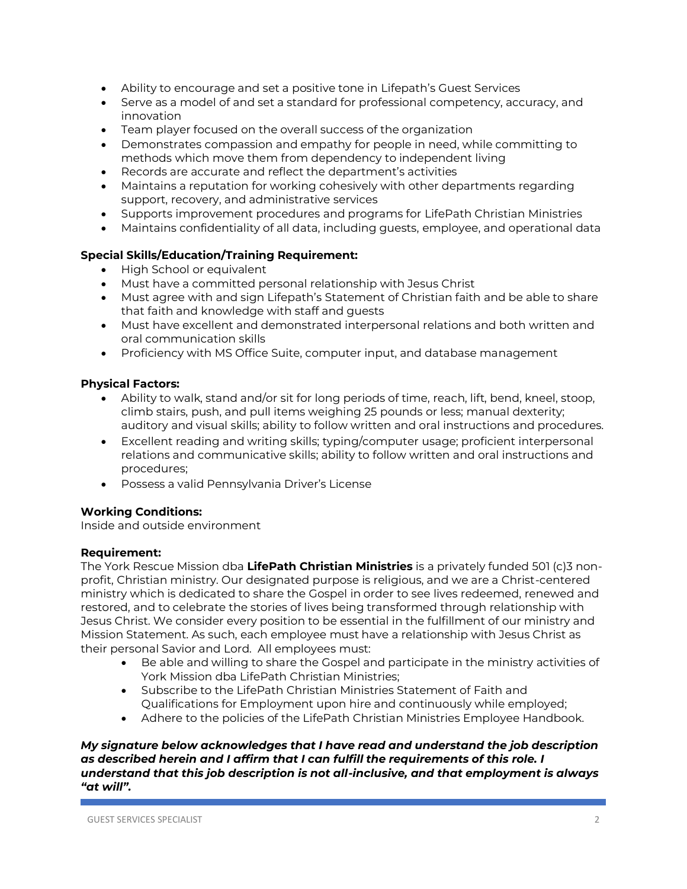- Ability to encourage and set a positive tone in Lifepath's Guest Services
- Serve as a model of and set a standard for professional competency, accuracy, and innovation
- Team player focused on the overall success of the organization
- Demonstrates compassion and empathy for people in need, while committing to methods which move them from dependency to independent living
- Records are accurate and reflect the department's activities
- Maintains a reputation for working cohesively with other departments regarding support, recovery, and administrative services
- Supports improvement procedures and programs for LifePath Christian Ministries
- Maintains confidentiality of all data, including guests, employee, and operational data

**Special Skills/Education/Training Requirement:**

- High School or equivalent
- Must have a committed personal relationship with Jesus Christ
- Must agree with and sign Lifepath's Statement of Christian faith and be able to share that faith and knowledge with staff and guests
- Must have excellent and demonstrated interpersonal relations and both written and oral communication skills
- Proficiency with MS Office Suite, computer input, and database management

**Physical Factors:**

- Ability to walk, stand and/or sit for long periods of time, reach, lift, bend, kneel, stoop, climb stairs, push, and pull items weighing 25 pounds or less; manual dexterity; auditory and visual skills; ability to follow written and oral instructions and procedures.
- Excellent reading and writing skills; typing/computer usage; proficient interpersonal relations and communicative skills; ability to follow written and oral instructions and procedures;
- Possess a valid Pennsylvania Driver's License

**Working Conditions:**

Inside and outside environment

**Requirement:**

The York Rescue Mission dba **LifePath Christian Ministries** is a privately funded 501 (c)3 non-profit, Christian ministry. Our designated purpose is religious, and we are a Christ-centered ministry which is dedicated to share the Gospel in order to see lives redeemed, renewed and restored, and to celebrate the stories of lives being transformed through relationship with Jesus Christ. We consider every position to be essential in the fulfillment of our ministry and Mission Statement. As such, each employee must have a relationship with Jesus Christ as their personal Savior and Lord. All employees must:

- Be able and willing to share the Gospel and participate in the ministry activities of York Mission dba LifePath Christian Ministries;
- Subscribe to the LifePath Christian Ministries Statement of Faith and Qualifications for Employment upon hire and continuously while employed;
- Adhere to the policies of the LifePath Christian Ministries Employee Handbook.

***My signature below acknowledges that I have read and understand the job description as described herein and I affirm that I can fulfill the requirements of this role. I understand that this job description is not all-inclusive, and that employment is always "at will".***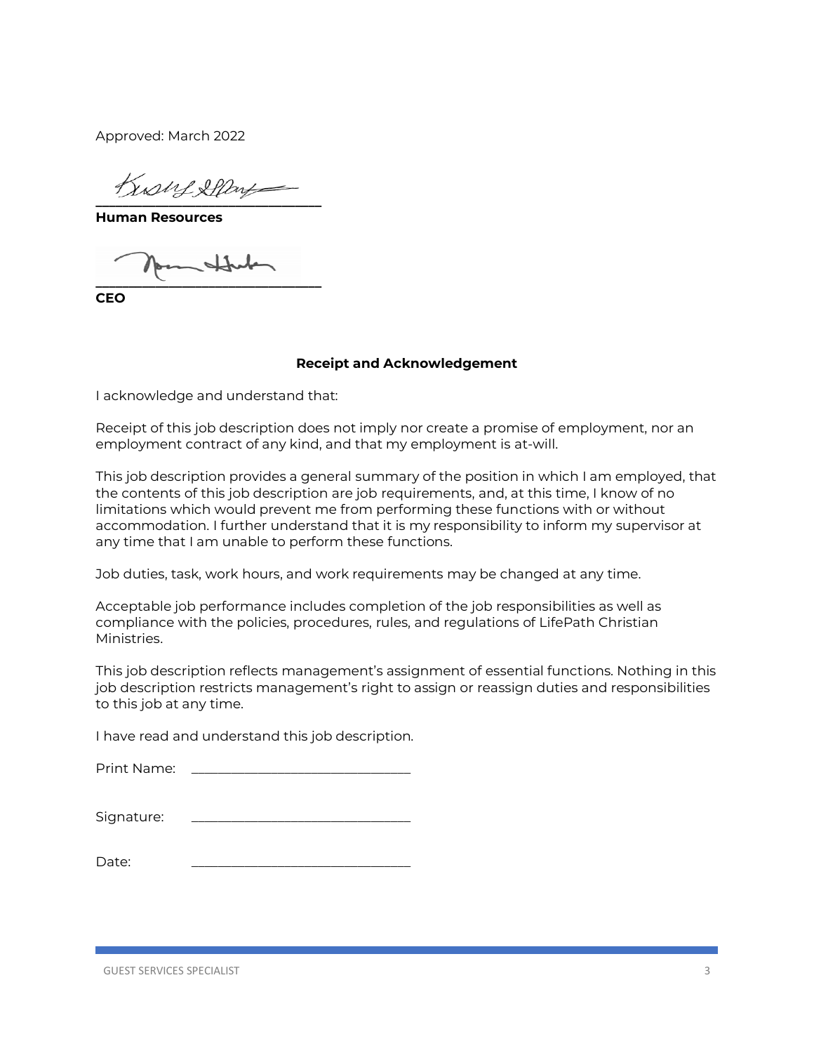Approved: March 2022

\_\_\_\_\_\_\_\_\_\_\_\_\_\_\_\_\_\_\_\_\_\_\_\_\_\_\_\_\_\_
**Human Resources**

\_\_\_\_\_\_\_\_\_\_\_\_\_\_\_\_\_\_\_\_\_\_\_\_\_\_\_\_\_\_
**CEO**

**Receipt and Acknowledgement**

I acknowledge and understand that:

Receipt of this job description does not imply nor create a promise of employment, nor an employment contract of any kind, and that my employment is at-will.

This job description provides a general summary of the position in which I am employed, that the contents of this job description are job requirements, and, at this time, I know of no limitations which would prevent me from performing these functions with or without accommodation. I further understand that it is my responsibility to inform my supervisor at any time that I am unable to perform these functions.

Job duties, task, work hours, and work requirements may be changed at any time.

Acceptable job performance includes completion of the job responsibilities as well as compliance with the policies, procedures, rules, and regulations of LifePath Christian Ministries.

This job description reflects management's assignment of essential functions. Nothing in this job description restricts management's right to assign or reassign duties and responsibilities to this job at any time.

I have read and understand this job description.

Print Name: \_\_\_\_\_\_\_\_\_\_\_\_\_\_\_\_\_\_\_\_\_\_\_\_\_\_\_\_\_\_

Signature: \_\_\_\_\_\_\_\_\_\_\_\_\_\_\_\_\_\_\_\_\_\_\_\_\_\_\_\_\_\_

Date: \_\_\_\_\_\_\_\_\_\_\_\_\_\_\_\_\_\_\_\_\_\_\_\_\_\_\_\_\_\_